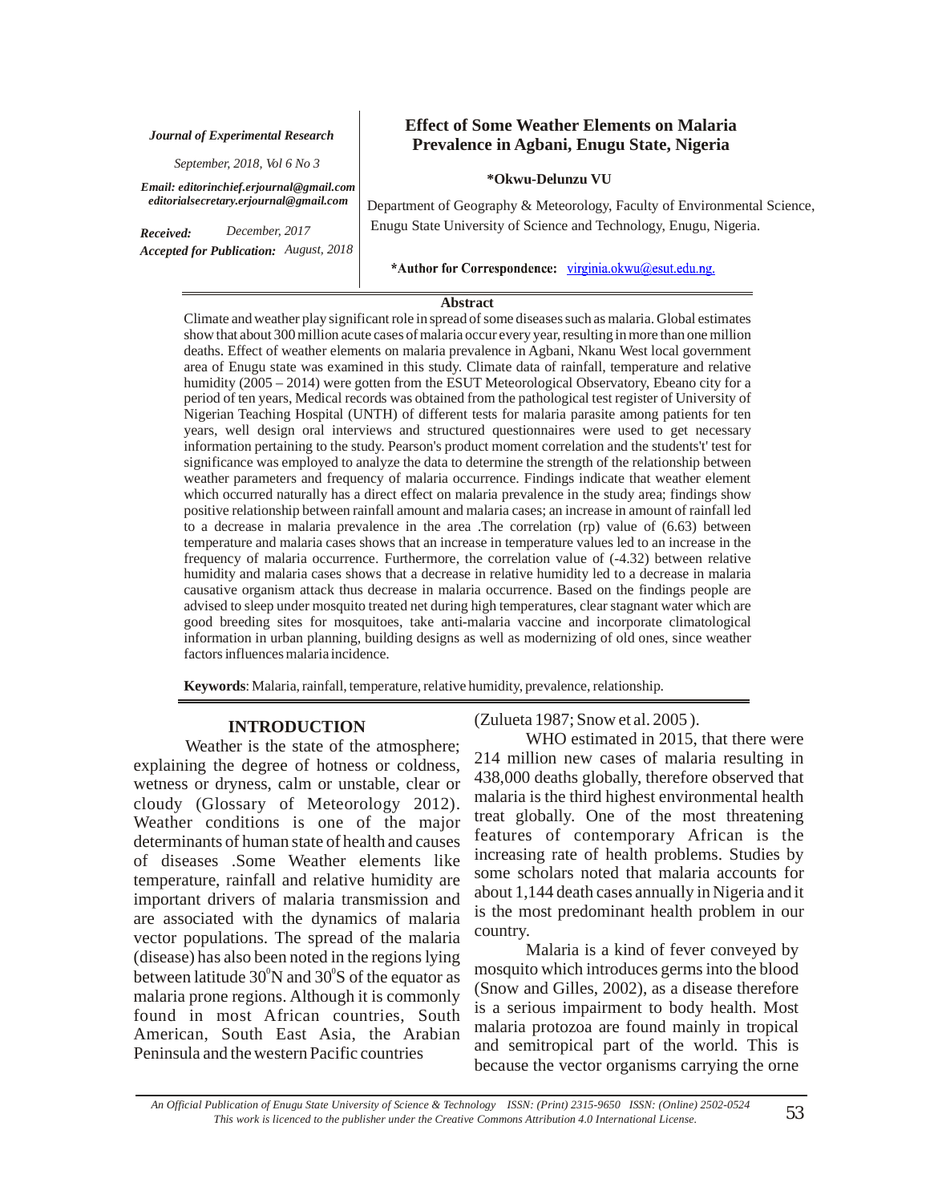*Journal of Experimental Research*

*September, 2018, Vol 6 No 3*

***Email: editorinchief.erjournal@gmail.com editorialsecretary.erjournal@gmail.com***

***Received:*** *December, 2017*
***Accepted for Publication:*** *August, 2018*

# Effect of Some Weather Elements on Malaria Prevalence in Agbani, Enugu State, Nigeria

**\*Okwu-Delunzu VU**

Department of Geography & Meteorology, Faculty of Environmental Science, Enugu State University of Science and Technology, Enugu, Nigeria.

**\*Author for Correspondence:** virginia.okwu@esut.edu.ng.

## Abstract

Climate and weather play significant role in spread of some diseases such as malaria. Global estimates show that about 300 million acute cases of malaria occur every year, resulting in more than one million deaths. Effect of weather elements on malaria prevalence in Agbani, Nkanu West local government area of Enugu state was examined in this study. Climate data of rainfall, temperature and relative humidity (2005 – 2014) were gotten from the ESUT Meteorological Observatory, Ebeano city for a period of ten years, Medical records was obtained from the pathological test register of University of Nigerian Teaching Hospital (UNTH) of different tests for malaria parasite among patients for ten years, well design oral interviews and structured questionnaires were used to get necessary information pertaining to the study. Pearson's product moment correlation and the students't' test for significance was employed to analyze the data to determine the strength of the relationship between weather parameters and frequency of malaria occurrence. Findings indicate that weather element which occurred naturally has a direct effect on malaria prevalence in the study area; findings show positive relationship between rainfall amount and malaria cases; an increase in amount of rainfall led to a decrease in malaria prevalence in the area .The correlation (rp) value of (6.63) between temperature and malaria cases shows that an increase in temperature values led to an increase in the frequency of malaria occurrence. Furthermore, the correlation value of (-4.32) between relative humidity and malaria cases shows that a decrease in relative humidity led to a decrease in malaria causative organism attack thus decrease in malaria occurrence. Based on the findings people are advised to sleep under mosquito treated net during high temperatures, clear stagnant water which are good breeding sites for mosquitoes, take anti-malaria vaccine and incorporate climatological information in urban planning, building designs as well as modernizing of old ones, since weather factors influences malaria incidence.

**Keywords**: Malaria, rainfall, temperature, relative humidity, prevalence, relationship.

## INTRODUCTION

Weather is the state of the atmosphere; explaining the degree of hotness or coldness, wetness or dryness, calm or unstable, clear or cloudy (Glossary of Meteorology 2012). Weather conditions is one of the major determinants of human state of health and causes of diseases .Some Weather elements like temperature, rainfall and relative humidity are important drivers of malaria transmission and are associated with the dynamics of malaria vector populations. The spread of the malaria (disease) has also been noted in the regions lying between latitude $30^0$N and $30^0$S of the equator as malaria prone regions. Although it is commonly found in most African countries, South American, South East Asia, the Arabian Peninsula and the western Pacific countries (Zulueta 1987; Snow et al. 2005 ).

WHO estimated in 2015, that there were 214 million new cases of malaria resulting in 438,000 deaths globally, therefore observed that malaria is the third highest environmental health treat globally. One of the most threatening features of contemporary African is the increasing rate of health problems. Studies by some scholars noted that malaria accounts for about 1,144 death cases annually in Nigeria and it is the most predominant health problem in our country.

Malaria is a kind of fever conveyed by mosquito which introduces germs into the blood (Snow and Gilles, 2002), as a disease therefore is a serious impairment to body health. Most malaria protozoa are found mainly in tropical and semitropical part of the world. This is because the vector organisms carrying the orne

*An Official Publication of Enugu State University of Science & Technology ISSN: (Print) 2315-9650 ISSN: (Online) 2502-0524*
*This work is licenced to the publisher under the Creative Commons Attribution 4.0 International License.*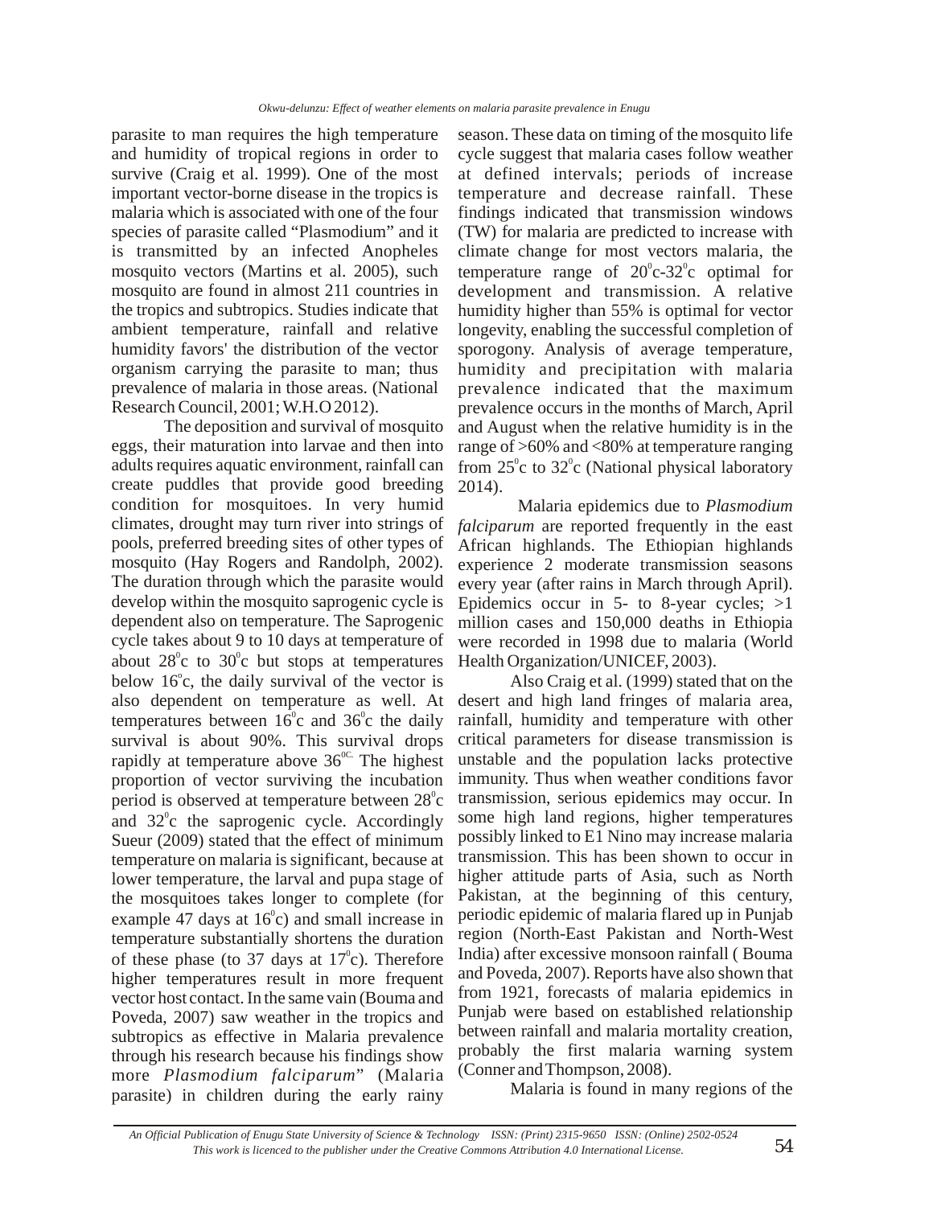parasite to man requires the high temperature and humidity of tropical regions in order to survive (Craig et al. 1999). One of the most important vector-borne disease in the tropics is malaria which is associated with one of the four species of parasite called "Plasmodium" and it is transmitted by an infected Anopheles mosquito vectors (Martins et al. 2005), such mosquito are found in almost 211 countries in the tropics and subtropics. Studies indicate that ambient temperature, rainfall and relative humidity favors' the distribution of the vector organism carrying the parasite to man; thus prevalence of malaria in those areas. (National Research Council, 2001; W.H.O 2012).

The deposition and survival of mosquito eggs, their maturation into larvae and then into adults requires aquatic environment, rainfall can create puddles that provide good breeding condition for mosquitoes. In very humid climates, drought may turn river into strings of pools, preferred breeding sites of other types of mosquito (Hay Rogers and Randolph, 2002). The duration through which the parasite would develop within the mosquito saprogenic cycle is dependent also on temperature. The Saprogenic cycle takes about 9 to 10 days at temperature of about $28^{0}$c to $30^{0}$c but stops at temperatures below $16^{o}$c, the daily survival of the vector is also dependent on temperature as well. At temperatures between $16^{0}$c and $36^{0}$c the daily survival is about 90%. This survival drops rapidly at temperature above $36^{0C.}$ The highest proportion of vector surviving the incubation period is observed at temperature between $28^{0}$c and $32^{0}$c the saprogenic cycle. Accordingly Sueur (2009) stated that the effect of minimum temperature on malaria is significant, because at lower temperature, the larval and pupa stage of the mosquitoes takes longer to complete (for example 47 days at $16^{0}$c) and small increase in temperature substantially shortens the duration of these phase (to 37 days at $17^{0}$c). Therefore higher temperatures result in more frequent vector host contact. In the same vain (Bouma and Poveda, 2007) saw weather in the tropics and subtropics as effective in Malaria prevalence through his research because his findings show more *Plasmodium falciparum*" (Malaria parasite) in children during the early rainy season. These data on timing of the mosquito life cycle suggest that malaria cases follow weather at defined intervals; periods of increase temperature and decrease rainfall. These findings indicated that transmission windows (TW) for malaria are predicted to increase with climate change for most vectors malaria, the temperature range of $20^{0}$c-$32^{0}$c optimal for development and transmission. A relative humidity higher than 55% is optimal for vector longevity, enabling the successful completion of sporogony. Analysis of average temperature, humidity and precipitation with malaria prevalence indicated that the maximum prevalence occurs in the months of March, April and August when the relative humidity is in the range of >60% and <80% at temperature ranging from $25^{0}$c to $32^{0}$c (National physical laboratory 2014).

Malaria epidemics due to *Plasmodium falciparum* are reported frequently in the east African highlands. The Ethiopian highlands experience 2 moderate transmission seasons every year (after rains in March through April). Epidemics occur in 5- to 8-year cycles; >1 million cases and 150,000 deaths in Ethiopia were recorded in 1998 due to malaria (World Health Organization/UNICEF, 2003).

Also Craig et al. (1999) stated that on the desert and high land fringes of malaria area, rainfall, humidity and temperature with other critical parameters for disease transmission is unstable and the population lacks protective immunity. Thus when weather conditions favor transmission, serious epidemics may occur. In some high land regions, higher temperatures possibly linked to E1 Nino may increase malaria transmission. This has been shown to occur in higher attitude parts of Asia, such as North Pakistan, at the beginning of this century, periodic epidemic of malaria flared up in Punjab region (North-East Pakistan and North-West India) after excessive monsoon rainfall ( Bouma and Poveda, 2007). Reports have also shown that from 1921, forecasts of malaria epidemics in Punjab were based on established relationship between rainfall and malaria mortality creation, probably the first malaria warning system (Conner and Thompson, 2008).

Malaria is found in many regions of the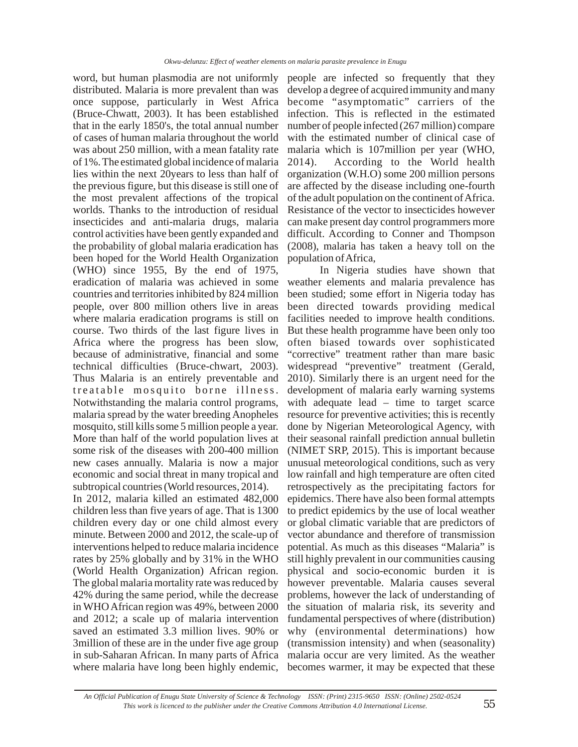word, but human plasmodia are not uniformly distributed. Malaria is more prevalent than was once suppose, particularly in West Africa (Bruce-Chwatt, 2003). It has been established that in the early 1850's, the total annual number of cases of human malaria throughout the world was about 250 million, with a mean fatality rate of 1%. The estimated global incidence of malaria lies within the next 20years to less than half of the previous figure, but this disease is still one of the most prevalent affections of the tropical worlds. Thanks to the introduction of residual insecticides and anti-malaria drugs, malaria control activities have been gently expanded and the probability of global malaria eradication has been hoped for the World Health Organization (WHO) since 1955, By the end of 1975, eradication of malaria was achieved in some countries and territories inhibited by 824 million people, over 800 million others live in areas where malaria eradication programs is still on course. Two thirds of the last figure lives in Africa where the progress has been slow, because of administrative, financial and some technical difficulties (Bruce-chwart, 2003). Thus Malaria is an entirely preventable and treatable mosquito borne illness. Notwithstanding the malaria control programs, malaria spread by the water breeding Anopheles mosquito, still kills some 5 million people a year. More than half of the world population lives at some risk of the diseases with 200-400 million new cases annually. Malaria is now a major economic and social threat in many tropical and subtropical countries (World resources, 2014).

In 2012, malaria killed an estimated 482,000 children less than five years of age. That is 1300 children every day or one child almost every minute. Between 2000 and 2012, the scale-up of interventions helped to reduce malaria incidence rates by 25% globally and by 31% in the WHO (World Health Organization) African region. The global malaria mortality rate was reduced by 42% during the same period, while the decrease in WHO African region was 49%, between 2000 and 2012; a scale up of malaria intervention saved an estimated 3.3 million lives. 90% or 3million of these are in the under five age group in sub-Saharan African. In many parts of Africa where malaria have long been highly endemic, people are infected so frequently that they develop a degree of acquired immunity and many become "asymptomatic" carriers of the infection. This is reflected in the estimated number of people infected (267 million) compare with the estimated number of clinical case of malaria which is 107million per year (WHO, 2014). According to the World health organization (W.H.O) some 200 million persons are affected by the disease including one-fourth of the adult population on the continent of Africa. Resistance of the vector to insecticides however can make present day control programmers more difficult. According to Conner and Thompson (2008), malaria has taken a heavy toll on the population of Africa,

In Nigeria studies have shown that weather elements and malaria prevalence has been studied; some effort in Nigeria today has been directed towards providing medical facilities needed to improve health conditions. But these health programme have been only too often biased towards over sophisticated "corrective" treatment rather than mare basic widespread "preventive" treatment (Gerald, 2010). Similarly there is an urgent need for the development of malaria early warning systems with adequate lead – time to target scarce resource for preventive activities; this is recently done by Nigerian Meteorological Agency, with their seasonal rainfall prediction annual bulletin (NIMET SRP, 2015). This is important because unusual meteorological conditions, such as very low rainfall and high temperature are often cited retrospectively as the precipitating factors for epidemics. There have also been formal attempts to predict epidemics by the use of local weather or global climatic variable that are predictors of vector abundance and therefore of transmission potential. As much as this diseases "Malaria" is still highly prevalent in our communities causing physical and socio-economic burden it is however preventable. Malaria causes several problems, however the lack of understanding of the situation of malaria risk, its severity and fundamental perspectives of where (distribution) why (environmental determinations) how (transmission intensity) and when (seasonality) malaria occur are very limited. As the weather becomes warmer, it may be expected that these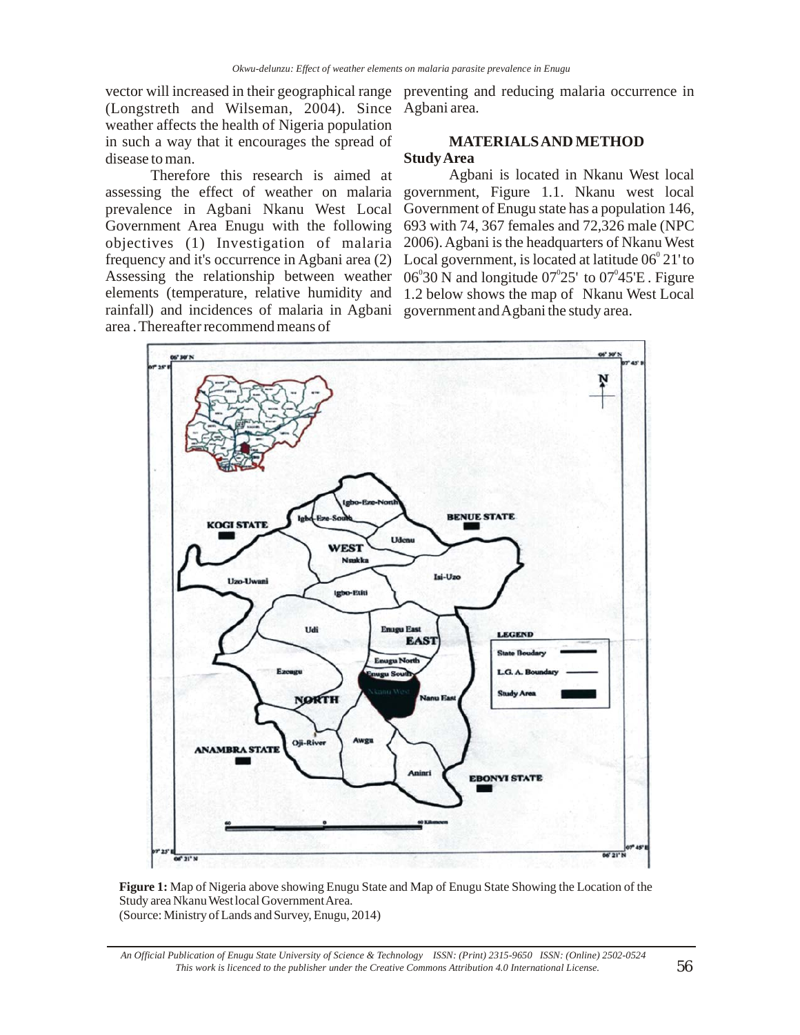vector will increased in their geographical range (Longstreth and Wilseman, 2004). Since weather affects the health of Nigeria population in such a way that it encourages the spread of disease to man.

Therefore this research is aimed at assessing the effect of weather on malaria prevalence in Agbani Nkanu West Local Government Area Enugu with the following objectives (1) Investigation of malaria frequency and it's occurrence in Agbani area (2) Assessing the relationship between weather elements (temperature, relative humidity and rainfall) and incidences of malaria in Agbani area . Thereafter recommend means of preventing and reducing malaria occurrence in Agbani area.

## MATERIALS AND METHOD

### Study Area

Agbani is located in Nkanu West local government, Figure 1.1. Nkanu west local Government of Enugu state has a population 146, 693 with 74, 367 females and 72,326 male (NPC 2006). Agbani is the headquarters of Nkanu West Local government, is located at latitude $06^0$ 21' to $06^0$30 N and longitude $07^0$25' to $07^0$45'E . Figure 1.2 below shows the map of Nkanu West Local government and Agbani the study area.

**Figure 1:** Map of Nigeria above showing Enugu State and Map of Enugu State Showing the Location of the Study area Nkanu West local Government Area.
(Source: Ministry of Lands and Survey, Enugu, 2014)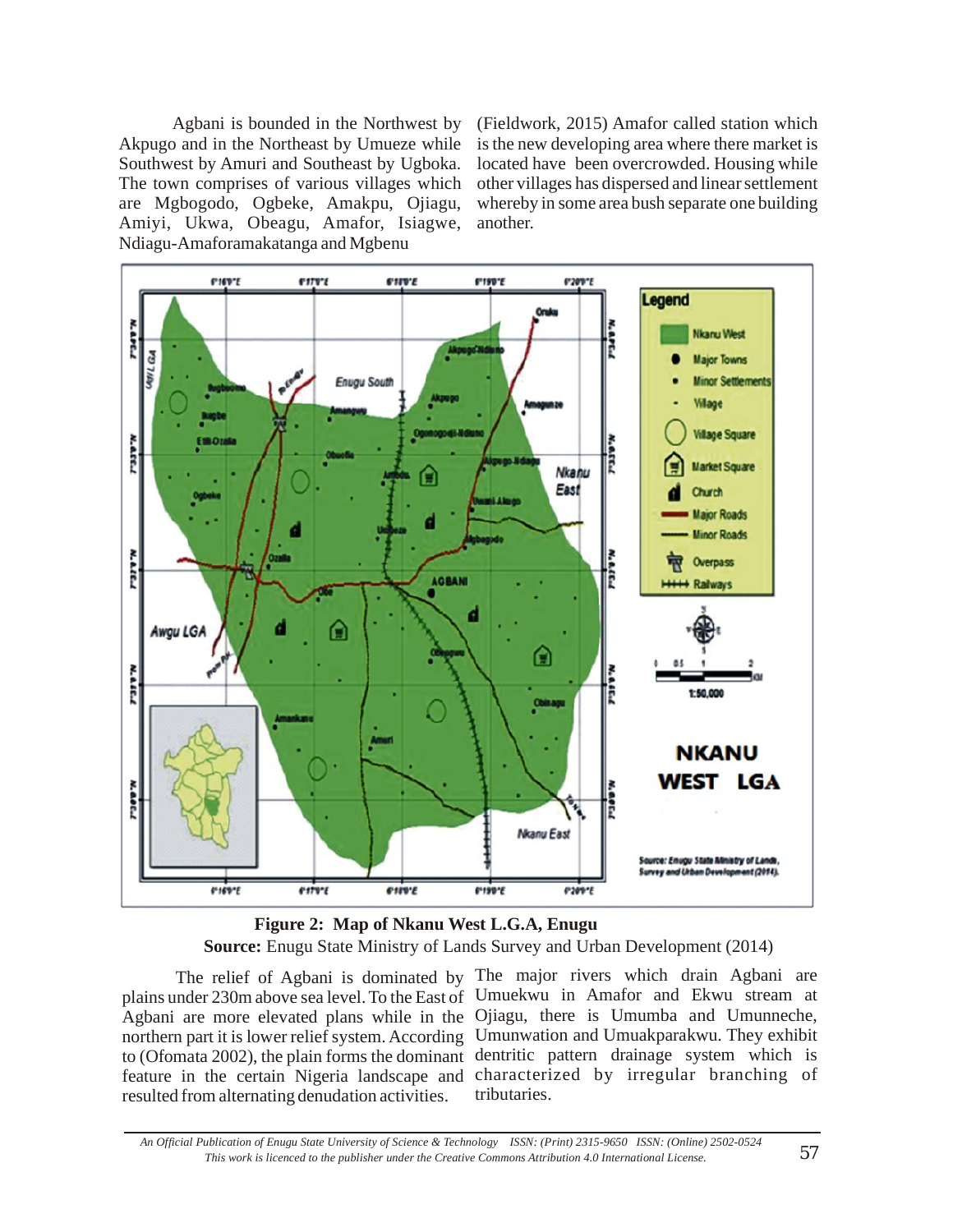Agbani is bounded in the Northwest by Akpugo and in the Northeast by Umueze while Southwest by Amuri and Southeast by Ugboka. The town comprises of various villages which are Mgbogodo, Ogbeke, Amakpu, Ojiagu, Amiyi, Ukwa, Obeagu, Amafor, Isiagwe, Ndiagu-Amaforamakatanga and Mgbenu (Fieldwork, 2015) Amafor called station which is the new developing area where there market is located have been overcrowded. Housing while other villages has dispersed and linear settlement whereby in some area bush separate one building another.

**Figure 2: Map of Nkanu West L.G.A, Enugu**

**Source:** Enugu State Ministry of Lands Survey and Urban Development (2014)

The relief of Agbani is dominated by plains under 230m above sea level. To the East of Agbani are more elevated plans while in the northern part it is lower relief system. According to (Ofomata 2002), the plain forms the dominant feature in the certain Nigeria landscape and resulted from alternating denudation activities.

The major rivers which drain Agbani are Umuekwu in Amafor and Ekwu stream at Ojiagu, there is Umumba and Umunneche, Umunwation and Umuakparakwu. They exhibit dentritic pattern drainage system which is characterized by irregular branching of tributaries.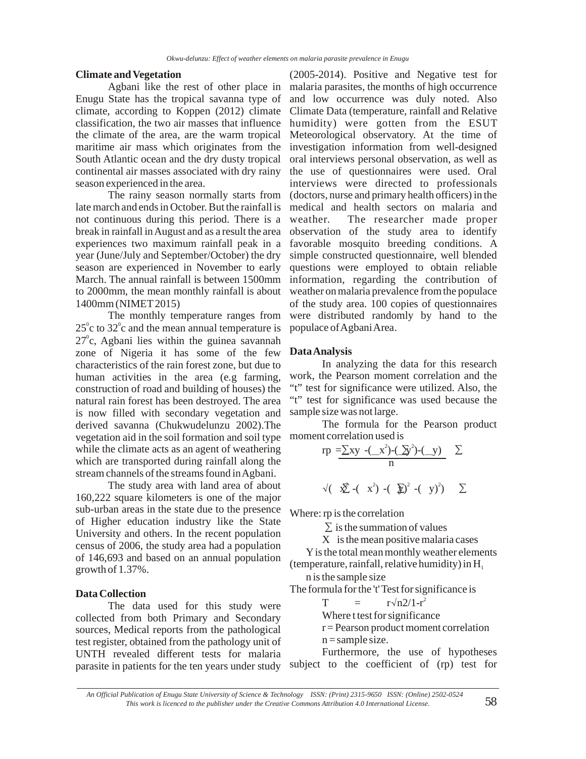### Climate and Vegetation

Agbani like the rest of other place in Enugu State has the tropical savanna type of climate, according to Koppen (2012) climate classification, the two air masses that influence the climate of the area, are the warm tropical maritime air mass which originates from the South Atlantic ocean and the dry dusty tropical continental air masses associated with dry rainy season experienced in the area.

The rainy season normally starts from late march and ends in October. But the rainfall is not continuous during this period. There is a break in rainfall in August and as a result the area experiences two maximum rainfall peak in a year (June/July and September/October) the dry season are experienced in November to early March. The annual rainfall is between 1500mm to 2000mm, the mean monthly rainfall is about 1400mm (NIMET 2015)

The monthly temperature ranges from $25^0$c to $32^0$c and the mean annual temperature is $27^0$c, Agbani lies within the guinea savannah zone of Nigeria it has some of the few characteristics of the rain forest zone, but due to human activities in the area (e.g farming, construction of road and building of houses) the natural rain forest has been destroyed. The area is now filled with secondary vegetation and derived savanna (Chukwudelunzu 2002).The vegetation aid in the soil formation and soil type while the climate acts as an agent of weathering which are transported during rainfall along the stream channels of the streams found in Agbani.

The study area with land area of about 160,222 square kilometers is one of the major sub-urban areas in the state due to the presence of Higher education industry like the State University and others. In the recent population census of 2006, the study area had a population of 146,693 and based on an annual population growth of 1.37%.

### Data Collection

The data used for this study were collected from both Primary and Secondary sources, Medical reports from the pathological test register, obtained from the pathology unit of UNTH revealed different tests for malaria parasite in patients for the ten years under study (2005-2014). Positive and Negative test for malaria parasites, the months of high occurrence and low occurrence was duly noted. Also Climate Data (temperature, rainfall and Relative humidity) were gotten from the ESUT Meteorological observatory. At the time of investigation information from well-designed oral interviews personal observation, as well as the use of questionnaires were used. Oral interviews were directed to professionals (doctors, nurse and primary health officers) in the medical and health sectors on malaria and weather. The researcher made proper observation of the study area to identify favorable mosquito breeding conditions. A simple constructed questionnaire, well blended questions were employed to obtain reliable information, regarding the contribution of weather on malaria prevalence from the populace of the study area. 100 copies of questionnaires were distributed randomly by hand to the populace of Agbani Area.

### Data Analysis

In analyzing the data for this research work, the Pearson moment correlation and the "t" test for significance were utilized. Also, the "t" test for significance was used because the sample size was not large.

The formula for the Pearson product moment correlation used is

$$rp = \frac{\sum xy - \frac{(\sum x^2)(\sum y^2)(\sum y)}{n}}{\sqrt{(\sum x^2 - (\sum x^2) - (\sum y)^2 - (\sum y)^2)}}$$

Where: rp is the correlation

$\sum$ is the summation of values

X is the mean positive malaria cases

Y is the total mean monthly weather elements (temperature, rainfall, relative humidity) in $H_1$

n is the sample size

The formula for the 't' Test for significance is

$$T = r\sqrt{n2/1-r^2}$$

Where t test for significance

r = Pearson product moment correlation

n = sample size.

Furthermore, the use of hypotheses subject to the coefficient of (rp) test for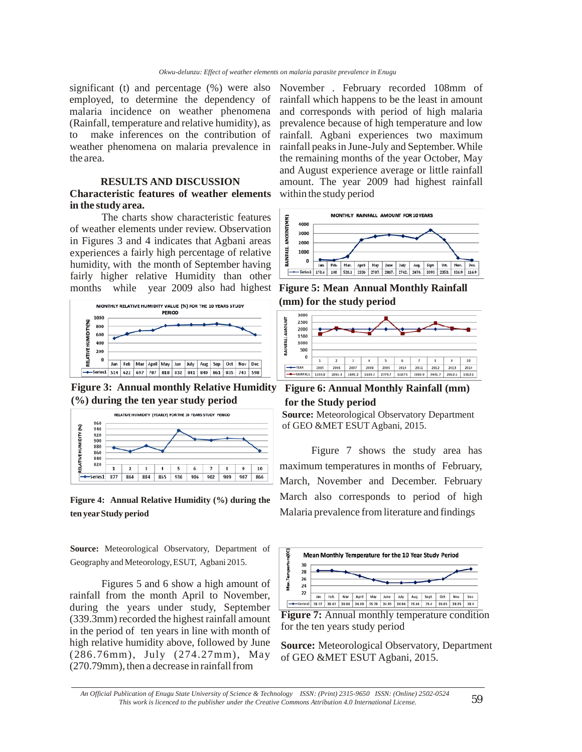significant (t) and percentage (%) were also employed, to determine the dependency of malaria incidence on weather phenomena (Rainfall, temperature and relative humidity), as to make inferences on the contribution of weather phenomena on malaria prevalence in the area.

## RESULTS AND DISCUSSION

### Characteristic features of weather elements in the study area.

The charts show characteristic features of weather elements under review. Observation in Figures 3 and 4 indicates that Agbani experiences a fairly high percentage of relative humidity, with the month of September having fairly higher relative Humidity than other months while year 2009 also had highest

| | Jan | Feb | Mar | April | May | Jun | July | Aug | Sep | Oct | Nov | Dec |
|---|---|---|---|---|---|---|---|---|---|---|---|---|
| Series1 | 514 | 622 | 697 | 707 | 818 | 832 | 841 | 840 | 861 | 835 | 743 | 598 |

**Figure 3: Annual monthly Relative Humidity (%) during the ten year study period**

| | 1 | 2 | 3 | 4 | 5 | 6 | 7 | 8 | 9 | 10 |
|---|---|---|---|---|---|---|---|---|---|---|
| Series1 | 877 | 864 | 884 | 865 | 936 | 906 | 902 | 909 | 907 | 866 |

**Figure 4: Annual Relative Humidity (%) during the ten year Study period**

**Source:** Meteorological Observatory, Department of Geography and Meteorology, ESUT, Agbani 2015.

Figures 5 and 6 show a high amount of rainfall from the month April to November, during the years under study, September (339.3mm) recorded the highest rainfall amount in the period of ten years in line with month of high relative humidity above, followed by June (286.76mm), July (274.27mm), May (270.79mm), then a decrease in rainfall from November . February recorded 108mm of rainfall which happens to be the least in amount and corresponds with period of high malaria prevalence because of high temperature and low rainfall. Agbani experiences two maximum rainfall peaks in June-July and September. While the remaining months of the year October, May and August experience average or little rainfall amount. The year 2009 had highest rainfall within the study period

| | Jan. | Feb. | Mar. | April | May | June | July | Aug. | Sept. | Oct. | Nov. | Dec. |
|---|---|---|---|---|---|---|---|---|---|---|---|---|
| Series1 | 170.6 | 108 | 526.1 | 2336 | 2707. | 2867. | 2742. | 2470. | 3393 | 2353. | 336.9 | 116.9 |

**Figure 5: Mean Annual Monthly Rainfall (mm) for the study period**

| | 1 | 2 | 3 | 4 | 5 | 6 | 7 | 8 | 9 | 10 |
|---|---|---|---|---|---|---|---|---|---|---|
| YEAR | 2005 | 2006 | 2007 | 2008 | 2009 | 2010 | 2011 | 2012 | 2013 | 2014 |
| RAINFALL | 1655.8 | 2093.3 | 1845.2 | 1619.2 | 2779.7 | 1687.5 | 1909.9 | 2441.7 | 2062.6 | 1962.6 |

**Figure 6: Annual Monthly Rainfall (mm) for the Study period**

**Source:** Meteorological Observatory Department of GEO &MET ESUT Agbani, 2015.

Figure 7 shows the study area has maximum temperatures in months of February, March, November and December. February March also corresponds to period of high Malaria prevalence from literature and findings

| | Jan. | Feb. | Mar | April | May | June | July | Aug. | Sept. | Oct. | Nov. | Dec |
|---|---|---|---|---|---|---|---|---|---|---|---|---|
| Series1 | 28.17 | 28.42 | 28.06 | 26.89 | 25.78 | 24.85 | 24.94 | 25.04 | 25.4 | 26.01 | 28.25 | 28.8 |

**Figure 7:** Annual monthly temperature condition for the ten years study period

**Source:** Meteorological Observatory, Department of GEO &MET ESUT Agbani, 2015.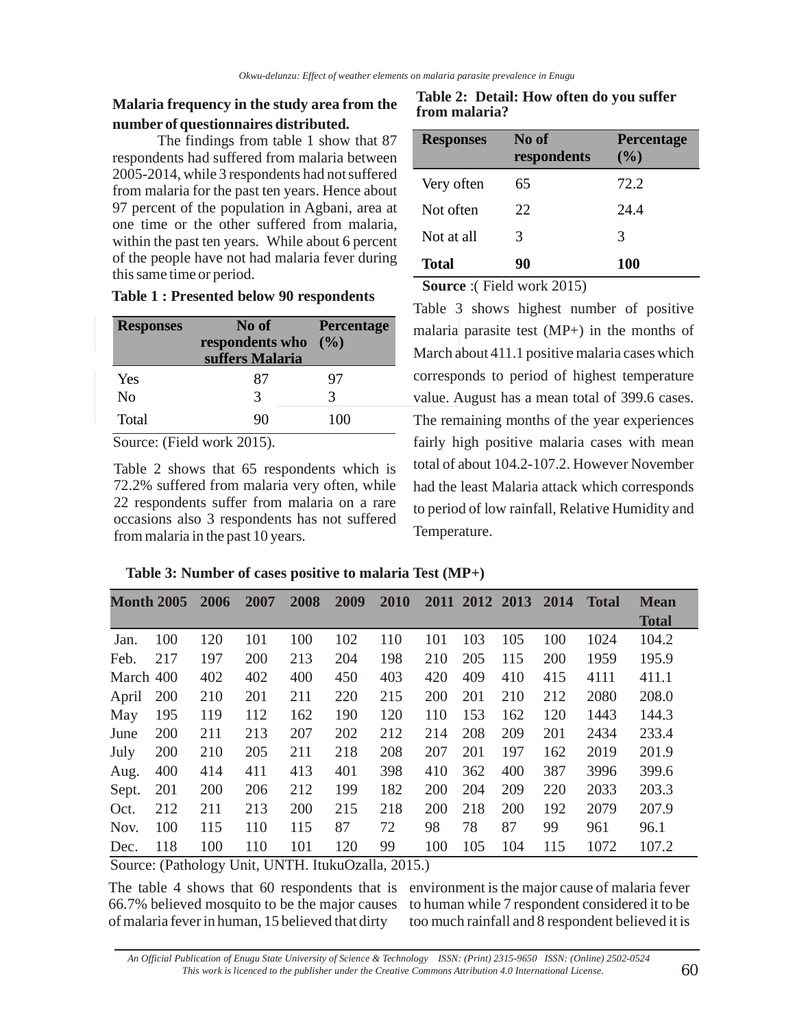**Malaria frequency in the study area from the number of questionnaires distributed.**

The findings from table 1 show that 87 respondents had suffered from malaria between 2005-2014, while 3 respondents had not suffered from malaria for the past ten years. Hence about 97 percent of the population in Agbani, area at one time or the other suffered from malaria, within the past ten years. While about 6 percent of the people have not had malaria fever during this same time or period.

**Table 1 : Presented below 90 respondents**

| Responses | No of respondents who suffers Malaria | Percentage (%) |
|---|---|---|
| Yes | 87 | 97 |
| No | 3 | 3 |
| Total | 90 | 100 |

Source: (Field work 2015).

Table 2 shows that 65 respondents which is 72.2% suffered from malaria very often, while 22 respondents suffer from malaria on a rare occasions also 3 respondents has not suffered from malaria in the past 10 years.

**Table 2: Detail: How often do you suffer from malaria?**

| Responses | No of respondents | Percentage (%) |
|---|---|---|
| Very often | 65 | 72.2 |
| Not often | 22 | 24.4 |
| Not at all | 3 | 3 |
| **Total** | **90** | **100** |

**Source** :( Field work 2015)

Table 3 shows highest number of positive malaria parasite test (MP+) in the months of March about 411.1 positive malaria cases which corresponds to period of highest temperature value. August has a mean total of 399.6 cases. The remaining months of the year experiences fairly high positive malaria cases with mean total of about 104.2-107.2. However November had the least Malaria attack which corresponds to period of low rainfall, Relative Humidity and Temperature.

**Table 3: Number of cases positive to malaria Test (MP+)**

| Month | 2005 | 2006 | 2007 | 2008 | 2009 | 2010 | 2011 | 2012 | 2013 | 2014 | Total | Mean Total |
|---|---|---|---|---|---|---|---|---|---|---|---|---|
| Jan. | 100 | 120 | 101 | 100 | 102 | 110 | 101 | 103 | 105 | 100 | 1024 | 104.2 |
| Feb. | 217 | 197 | 200 | 213 | 204 | 198 | 210 | 205 | 115 | 200 | 1959 | 195.9 |
| March | 400 | 402 | 402 | 400 | 450 | 403 | 420 | 409 | 410 | 415 | 4111 | 411.1 |
| April | 200 | 210 | 201 | 211 | 220 | 215 | 200 | 201 | 210 | 212 | 2080 | 208.0 |
| May | 195 | 119 | 112 | 162 | 190 | 120 | 110 | 153 | 162 | 120 | 1443 | 144.3 |
| June | 200 | 211 | 213 | 207 | 202 | 212 | 214 | 208 | 209 | 201 | 2434 | 233.4 |
| July | 200 | 210 | 205 | 211 | 218 | 208 | 207 | 201 | 197 | 162 | 2019 | 201.9 |
| Aug. | 400 | 414 | 411 | 413 | 401 | 398 | 410 | 362 | 400 | 387 | 3996 | 399.6 |
| Sept. | 201 | 200 | 206 | 212 | 199 | 182 | 200 | 204 | 209 | 220 | 2033 | 203.3 |
| Oct. | 212 | 211 | 213 | 200 | 215 | 218 | 200 | 218 | 200 | 192 | 2079 | 207.9 |
| Nov. | 100 | 115 | 110 | 115 | 87 | 72 | 98 | 78 | 87 | 99 | 961 | 96.1 |
| Dec. | 118 | 100 | 110 | 101 | 120 | 99 | 100 | 105 | 104 | 115 | 1072 | 107.2 |

Source: (Pathology Unit, UNTH. ItukuOzalla, 2015.)

The table 4 shows that 60 respondents that is 66.7% believed mosquito to be the major causes of malaria fever in human, 15 believed that dirty environment is the major cause of malaria fever to human while 7 respondent considered it to be too much rainfall and 8 respondent believed it is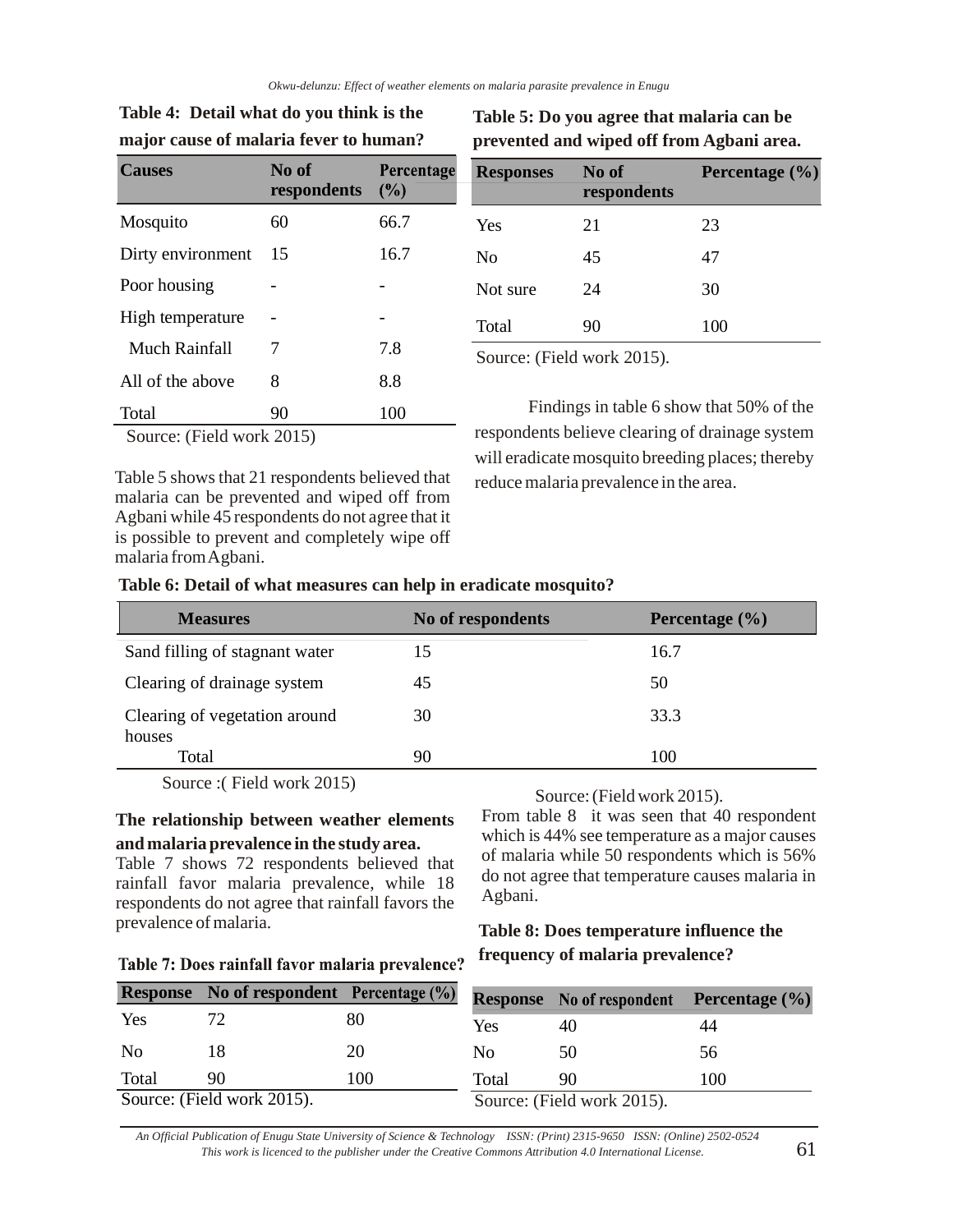**Table 4: Detail what do you think is the major cause of malaria fever to human?**

| Causes | No of respondents | Percentage (%) |
|---|---|---|
| Mosquito | 60 | 66.7 |
| Dirty environment | 15 | 16.7 |
| Poor housing | - | - |
| High temperature | - | - |
| Much Rainfall | 7 | 7.8 |
| All of the above | 8 | 8.8 |
| Total | 90 | 100 |

Source: (Field work 2015)

Table 5 shows that 21 respondents believed that malaria can be prevented and wiped off from Agbani while 45 respondents do not agree that it is possible to prevent and completely wipe off malaria from Agbani.

**Table 5: Do you agree that malaria can be prevented and wiped off from Agbani area.**

| Responses | No of respondents | Percentage (%) |
|---|---|---|
| Yes | 21 | 23 |
| No | 45 | 47 |
| Not sure | 24 | 30 |
| Total | 90 | 100 |

Source: (Field work 2015).

Findings in table 6 show that 50% of the respondents believe clearing of drainage system will eradicate mosquito breeding places; thereby reduce malaria prevalence in the area.

**Table 6: Detail of what measures can help in eradicate mosquito?**

| Measures | No of respondents | Percentage (%) |
|---|---|---|
| Sand filling of stagnant water | 15 | 16.7 |
| Clearing of drainage system | 45 | 50 |
| Clearing of vegetation around houses | 30 | 33.3 |
| Total | 90 | 100 |

Source :( Field work 2015)

**The relationship between weather elements and malaria prevalence in the study area.**

Table 7 shows 72 respondents believed that rainfall favor malaria prevalence, while 18 respondents do not agree that rainfall favors the prevalence of malaria.

**Table 7: Does rainfall favor malaria prevalence?**

| Response | No of respondent | Percentage (%) |
|---|---|---|
| Yes | 72 | 80 |
| No | 18 | 20 |
| Total | 90 | 100 |

Source: (Field work 2015).

Source: (Field work 2015).

From table 8 it was seen that 40 respondent which is 44% see temperature as a major causes of malaria while 50 respondents which is 56% do not agree that temperature causes malaria in Agbani.

**Table 8: Does temperature influence the frequency of malaria prevalence?**

| Response | No of respondent | Percentage (%) |
|---|---|---|
| Yes | 40 | 44 |
| No | 50 | 56 |
| Total | 90 | 100 |

Source: (Field work 2015).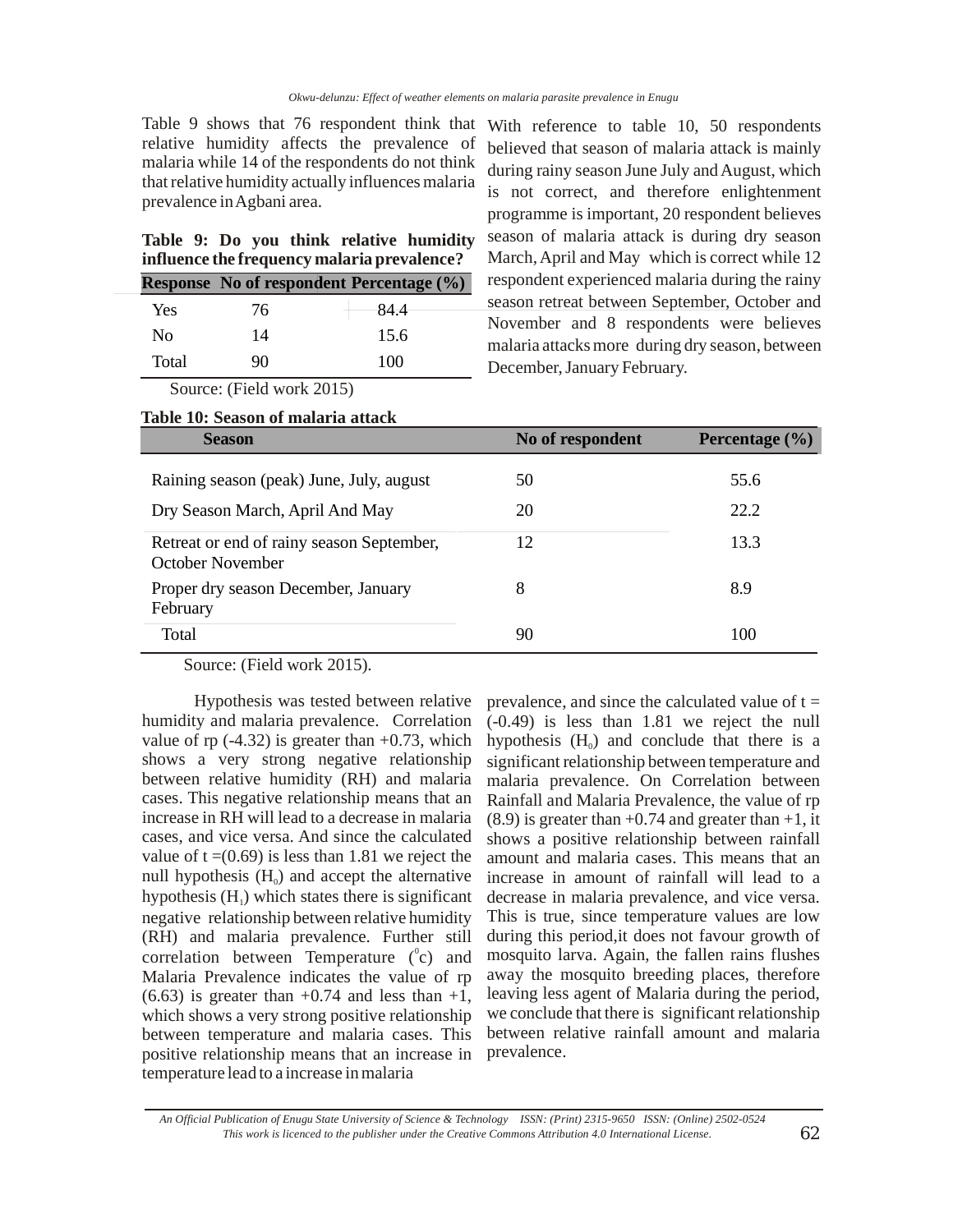Table 9 shows that 76 respondent think that relative humidity affects the prevalence of malaria while 14 of the respondents do not think that relative humidity actually influences malaria prevalence in Agbani area.

**Table 9: Do you think relative humidity influence the frequency malaria prevalence?**

| Response | No of respondent | Percentage (%) |
|---|---|---|
| Yes | 76 | 84.4 |
| No | 14 | 15.6 |
| Total | 90 | 100 |

Source: (Field work 2015)

With reference to table 10, 50 respondents believed that season of malaria attack is mainly during rainy season June July and August, which is not correct, and therefore enlightenment programme is important, 20 respondent believes season of malaria attack is during dry season March, April and May which is correct while 12 respondent experienced malaria during the rainy season retreat between September, October and November and 8 respondents were believes malaria attacks more during dry season, between December, January February.

**Table 10: Season of malaria attack**

| Season | No of respondent | Percentage (%) |
|---|---|---|
| Raining season (peak) June, July, august | 50 | 55.6 |
| Dry Season March, April And May | 20 | 22.2 |
| Retreat or end of rainy season September, October November | 12 | 13.3 |
| Proper dry season December, January February | 8 | 8.9 |
| Total | 90 | 100 |

Source: (Field work 2015).

Hypothesis was tested between relative humidity and malaria prevalence. Correlation value of rp (-4.32) is greater than +0.73, which shows a very strong negative relationship between relative humidity (RH) and malaria cases. This negative relationship means that an increase in RH will lead to a decrease in malaria cases, and vice versa. And since the calculated value of t =(0.69) is less than 1.81 we reject the null hypothesis ($H_0$) and accept the alternative hypothesis ($H_1$) which states there is significant negative relationship between relative humidity (RH) and malaria prevalence. Further still correlation between Temperature ($^0$c) and Malaria Prevalence indicates the value of rp (6.63) is greater than +0.74 and less than +1, which shows a very strong positive relationship between temperature and malaria cases. This positive relationship means that an increase in temperature lead to a increase in malaria prevalence, and since the calculated value of t = (-0.49) is less than 1.81 we reject the null hypothesis ($H_0$) and conclude that there is a significant relationship between temperature and malaria prevalence. On Correlation between Rainfall and Malaria Prevalence, the value of rp (8.9) is greater than +0.74 and greater than +1, it shows a positive relationship between rainfall amount and malaria cases. This means that an increase in amount of rainfall will lead to a decrease in malaria prevalence, and vice versa. This is true, since temperature values are low during this period,it does not favour growth of mosquito larva. Again, the fallen rains flushes away the mosquito breeding places, therefore leaving less agent of Malaria during the period, we conclude that there is significant relationship between relative rainfall amount and malaria prevalence.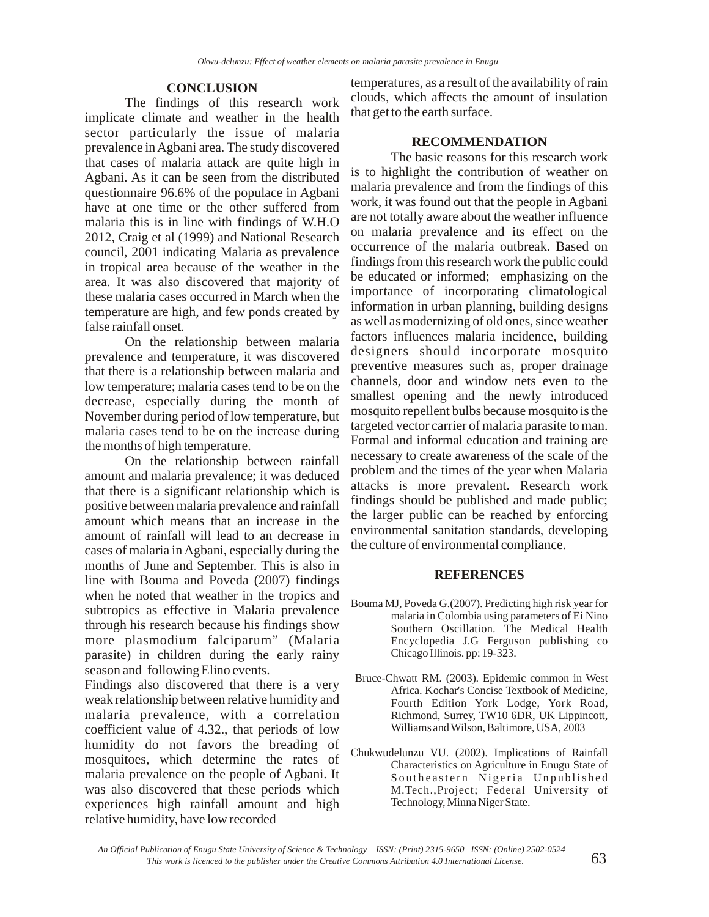## CONCLUSION

The findings of this research work implicate climate and weather in the health sector particularly the issue of malaria prevalence in Agbani area. The study discovered that cases of malaria attack are quite high in Agbani. As it can be seen from the distributed questionnaire 96.6% of the populace in Agbani have at one time or the other suffered from malaria this is in line with findings of W.H.O 2012, Craig et al (1999) and National Research council, 2001 indicating Malaria as prevalence in tropical area because of the weather in the area. It was also discovered that majority of these malaria cases occurred in March when the temperature are high, and few ponds created by false rainfall onset.

On the relationship between malaria prevalence and temperature, it was discovered that there is a relationship between malaria and low temperature; malaria cases tend to be on the decrease, especially during the month of November during period of low temperature, but malaria cases tend to be on the increase during the months of high temperature.

On the relationship between rainfall amount and malaria prevalence; it was deduced that there is a significant relationship which is positive between malaria prevalence and rainfall amount which means that an increase in the amount of rainfall will lead to an decrease in cases of malaria in Agbani, especially during the months of June and September. This is also in line with Bouma and Poveda (2007) findings when he noted that weather in the tropics and subtropics as effective in Malaria prevalence through his research because his findings show more plasmodium falciparum" (Malaria parasite) in children during the early rainy season and following Elino events.

Findings also discovered that there is a very weak relationship between relative humidity and malaria prevalence, with a correlation coefficient value of 4.32., that periods of low humidity do not favors the breading of mosquitoes, which determine the rates of malaria prevalence on the people of Agbani. It was also discovered that these periods which experiences high rainfall amount and high relative humidity, have low recorded temperatures, as a result of the availability of rain clouds, which affects the amount of insulation that get to the earth surface.

## RECOMMENDATION

The basic reasons for this research work is to highlight the contribution of weather on malaria prevalence and from the findings of this work, it was found out that the people in Agbani are not totally aware about the weather influence on malaria prevalence and its effect on the occurrence of the malaria outbreak. Based on findings from this research work the public could be educated or informed; emphasizing on the importance of incorporating climatological information in urban planning, building designs as well as modernizing of old ones, since weather factors influences malaria incidence, building designers should incorporate mosquito preventive measures such as, proper drainage channels, door and window nets even to the smallest opening and the newly introduced mosquito repellent bulbs because mosquito is the targeted vector carrier of malaria parasite to man. Formal and informal education and training are necessary to create awareness of the scale of the problem and the times of the year when Malaria attacks is more prevalent. Research work findings should be published and made public; the larger public can be reached by enforcing environmental sanitation standards, developing the culture of environmental compliance.

## REFERENCES

Bouma MJ, Poveda G.(2007). Predicting high risk year for malaria in Colombia using parameters of Ei Nino Southern Oscillation. The Medical Health Encyclopedia J.G Ferguson publishing co Chicago Illinois. pp: 19-323.

Bruce-Chwatt RM. (2003). Epidemic common in West Africa. Kochar's Concise Textbook of Medicine, Fourth Edition York Lodge, York Road, Richmond, Surrey, TW10 6DR, UK Lippincott, Williams and Wilson, Baltimore, USA, 2003

Chukwudelunzu VU. (2002). Implications of Rainfall Characteristics on Agriculture in Enugu State of Southeastern Nigeria Unpublished M.Tech.,Project; Federal University of Technology, Minna Niger State.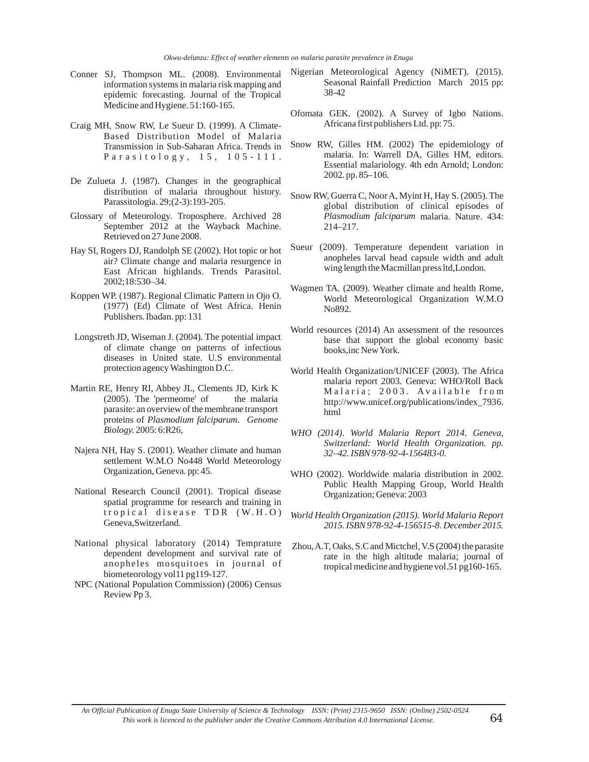Conner SJ, Thompson ML. (2008). Environmental information systems in malaria risk mapping and epidemic forecasting. Journal of the Tropical Medicine and Hygiene. 51:160-165.

Craig MH, Snow RW, Le Sueur D. (1999). A Climate-Based Distribution Model of Malaria Transmission in Sub-Saharan Africa. Trends in Parasitology, 15, 105-111.

De Zulueta J. (1987). Changes in the geographical distribution of malaria throughout history. Parassitologia. 29;(2-3):193-205.

Glossary of Meteorology. Troposphere. Archived 28 September 2012 at the Wayback Machine. Retrieved on 27 June 2008.

Hay SI, Rogers DJ, Randolph SE (2002). Hot topic or hot air? Climate change and malaria resurgence in East African highlands. Trends Parasitol. 2002;18:530–34.

Koppen WP. (1987). Regional Climatic Pattern in Ojo O. (1977) (Ed) Climate of West Africa. Henin Publishers. Ibadan. pp: 131

Longstreth JD, Wiseman J. (2004). The potential impact of climate change on patterns of infectious diseases in United state. U.S environmental protection agency Washington D.C.

Martin RE, Henry RI, Abbey JL, Clements JD, Kirk K (2005). The 'permeome' of the malaria parasite: an overview of the membrane transport proteins of *Plasmodium falciparum*. *Genome Biology.* 2005: 6:R26,

Najera NH, Hay S. (2001). Weather climate and human settlement W.M.O No448 World Meteorology Organization, Geneva. pp: 45.

National Research Council (2001). Tropical disease spatial programme for research and training in tropical disease TDR (W.H.O) Geneva,Switzerland.

National physical laboratory (2014) Temprature dependent development and survival rate of anopheles mosquitoes in journal of biometeorology vol11 pg119-127.

NPC (National Population Commission) (2006) Census Review Pp 3.

Nigerian Meteorological Agency (NiMET). (2015). Seasonal Rainfall Prediction March 2015 pp: 38-42

Ofomata GEK. (2002). A Survey of Igbo Nations. Africana first publishers Ltd. pp: 75.

Snow RW, Gilles HM. (2002) The epidemiology of malaria. In: Warrell DA, Gilles HM, editors. Essential malariology. 4th edn Arnold; London: 2002. pp. 85–106.

Snow RW, Guerra C, Noor A, Myint H, Hay S. (2005). The global distribution of clinical episodes of *Plasmodium falciparum* malaria. Nature. 434: 214–217.

Sueur (2009). Temperature dependent variation in anopheles larval head capsule width and adult wing length the Macmillan press ltd,London.

Wagmen TA. (2009). Weather climate and health Rome, World Meteorological Organization W.M.O No892.

World resources (2014) An assessment of the resources base that support the global economy basic books,inc New York.

World Health Organization/UNICEF (2003). The Africa malaria report 2003. Geneva: WHO/Roll Back Malaria; 2003. Available from http://www.unicef.org/publications/index_7936.html

*WHO (2014). World Malaria Report 2014. Geneva, Switzerland: World Health Organization. pp. 32–42. ISBN 978-92-4-156483-0.*

WHO (2002). Worldwide malaria distribution in 2002. Public Health Mapping Group, World Health Organization; Geneva: 2003

*World Health Organization (2015). World Malaria Report 2015. ISBN 978-92-4-156515-8. December 2015.*

Zhou, A.T, Oaks, S.C and Mictchel, V.S (2004) the parasite rate in the high altitude malaria; journal of tropical medicine and hygiene vol.51 pg160-165.